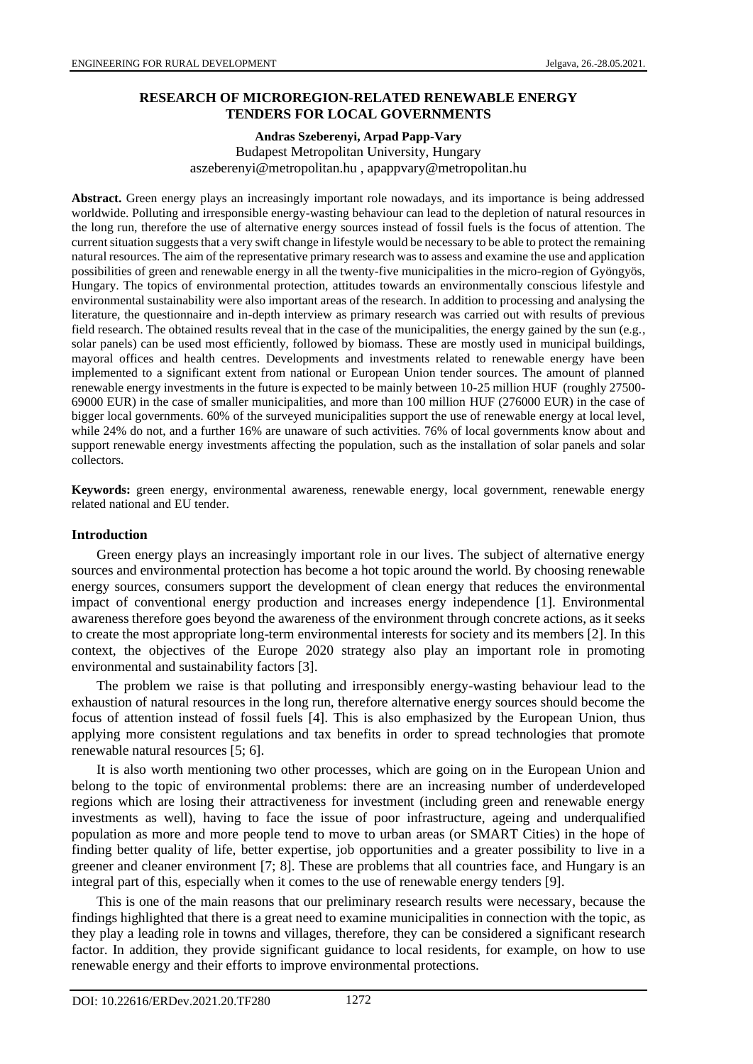# RESEARCH OF MICROREGION-RELATED RENEWABLE ENERGY TENDERS FOR LOCAL GOVERNMENTS

**Andras Szeberenyi, Arpad Papp-Vary**

Budapest Metropolitan University, Hungary

aszeberenyi@metropolitan.hu , apappvary@metropolitan.hu

**Abstract.** Green energy plays an increasingly important role nowadays, and its importance is being addressed worldwide. Polluting and irresponsible energy-wasting behaviour can lead to the depletion of natural resources in the long run, therefore the use of alternative energy sources instead of fossil fuels is the focus of attention. The current situation suggests that a very swift change in lifestyle would be necessary to be able to protect the remaining natural resources. The aim of the representative primary research was to assess and examine the use and application possibilities of green and renewable energy in all the twenty-five municipalities in the micro-region of Gyöngyös, Hungary. The topics of environmental protection, attitudes towards an environmentally conscious lifestyle and environmental sustainability were also important areas of the research. In addition to processing and analysing the literature, the questionnaire and in-depth interview as primary research was carried out with results of previous field research. The obtained results reveal that in the case of the municipalities, the energy gained by the sun (e.g., solar panels) can be used most efficiently, followed by biomass. These are mostly used in municipal buildings, mayoral offices and health centres. Developments and investments related to renewable energy have been implemented to a significant extent from national or European Union tender sources. The amount of planned renewable energy investments in the future is expected to be mainly between 10-25 million HUF (roughly 27500-69000 EUR) in the case of smaller municipalities, and more than 100 million HUF (276000 EUR) in the case of bigger local governments. 60% of the surveyed municipalities support the use of renewable energy at local level, while 24% do not, and a further 16% are unaware of such activities. 76% of local governments know about and support renewable energy investments affecting the population, such as the installation of solar panels and solar collectors.

**Keywords:** green energy, environmental awareness, renewable energy, local government, renewable energy related national and EU tender.

## Introduction

Green energy plays an increasingly important role in our lives. The subject of alternative energy sources and environmental protection has become a hot topic around the world. By choosing renewable energy sources, consumers support the development of clean energy that reduces the environmental impact of conventional energy production and increases energy independence [1]. Environmental awareness therefore goes beyond the awareness of the environment through concrete actions, as it seeks to create the most appropriate long-term environmental interests for society and its members [2]. In this context, the objectives of the Europe 2020 strategy also play an important role in promoting environmental and sustainability factors [3].

The problem we raise is that polluting and irresponsibly energy-wasting behaviour lead to the exhaustion of natural resources in the long run, therefore alternative energy sources should become the focus of attention instead of fossil fuels [4]. This is also emphasized by the European Union, thus applying more consistent regulations and tax benefits in order to spread technologies that promote renewable natural resources [5; 6].

It is also worth mentioning two other processes, which are going on in the European Union and belong to the topic of environmental problems: there are an increasing number of underdeveloped regions which are losing their attractiveness for investment (including green and renewable energy investments as well), having to face the issue of poor infrastructure, ageing and underqualified population as more and more people tend to move to urban areas (or SMART Cities) in the hope of finding better quality of life, better expertise, job opportunities and a greater possibility to live in a greener and cleaner environment [7; 8]. These are problems that all countries face, and Hungary is an integral part of this, especially when it comes to the use of renewable energy tenders [9].

This is one of the main reasons that our preliminary research results were necessary, because the findings highlighted that there is a great need to examine municipalities in connection with the topic, as they play a leading role in towns and villages, therefore, they can be considered a significant research factor. In addition, they provide significant guidance to local residents, for example, on how to use renewable energy and their efforts to improve environmental protections.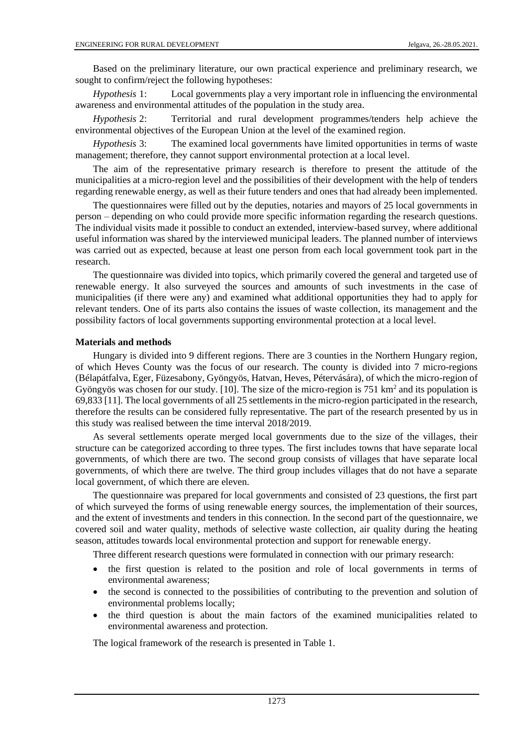Based on the preliminary literature, our own practical experience and preliminary research, we sought to confirm/reject the following hypotheses:

*Hypothesis* 1: Local governments play a very important role in influencing the environmental awareness and environmental attitudes of the population in the study area.

*Hypothesis* 2: Territorial and rural development programmes/tenders help achieve the environmental objectives of the European Union at the level of the examined region.

*Hypothesis* 3: The examined local governments have limited opportunities in terms of waste management; therefore, they cannot support environmental protection at a local level.

The aim of the representative primary research is therefore to present the attitude of the municipalities at a micro-region level and the possibilities of their development with the help of tenders regarding renewable energy, as well as their future tenders and ones that had already been implemented.

The questionnaires were filled out by the deputies, notaries and mayors of 25 local governments in person – depending on who could provide more specific information regarding the research questions. The individual visits made it possible to conduct an extended, interview-based survey, where additional useful information was shared by the interviewed municipal leaders. The planned number of interviews was carried out as expected, because at least one person from each local government took part in the research.

The questionnaire was divided into topics, which primarily covered the general and targeted use of renewable energy. It also surveyed the sources and amounts of such investments in the case of municipalities (if there were any) and examined what additional opportunities they had to apply for relevant tenders. One of its parts also contains the issues of waste collection, its management and the possibility factors of local governments supporting environmental protection at a local level.

## Materials and methods

Hungary is divided into 9 different regions. There are 3 counties in the Northern Hungary region, of which Heves County was the focus of our research. The county is divided into 7 micro-regions (Bélapátfalva, Eger, Füzesabony, Gyöngyös, Hatvan, Heves, Pétervására), of which the micro-region of Gyöngyös was chosen for our study. [10]. The size of the micro-region is 751 km$^2$ and its population is 69,833 [11]. The local governments of all 25 settlements in the micro-region participated in the research, therefore the results can be considered fully representative. The part of the research presented by us in this study was realised between the time interval 2018/2019.

As several settlements operate merged local governments due to the size of the villages, their structure can be categorized according to three types. The first includes towns that have separate local governments, of which there are two. The second group consists of villages that have separate local governments, of which there are twelve. The third group includes villages that do not have a separate local government, of which there are eleven.

The questionnaire was prepared for local governments and consisted of 23 questions, the first part of which surveyed the forms of using renewable energy sources, the implementation of their sources, and the extent of investments and tenders in this connection. In the second part of the questionnaire, we covered soil and water quality, methods of selective waste collection, air quality during the heating season, attitudes towards local environmental protection and support for renewable energy.

Three different research questions were formulated in connection with our primary research:

- the first question is related to the position and role of local governments in terms of environmental awareness;
- the second is connected to the possibilities of contributing to the prevention and solution of environmental problems locally;
- the third question is about the main factors of the examined municipalities related to environmental awareness and protection.

The logical framework of the research is presented in Table 1.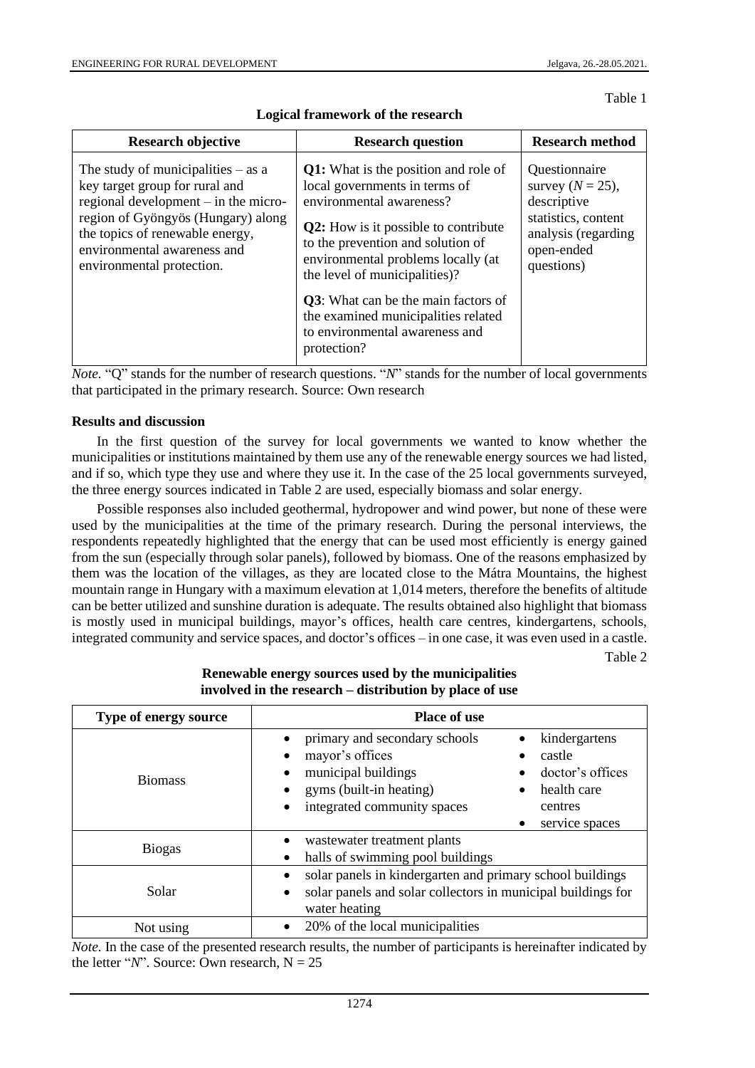Table 1

**Logical framework of the research**

| Research objective | Research question | Research method |
|---|---|---|
| The study of municipalities – as a key target group for rural and regional development – in the micro-region of Gyöngyös (Hungary) along the topics of renewable energy, environmental awareness and environmental protection. | **Q1:** What is the position and role of local governments in terms of environmental awareness?<br>**Q2:** How is it possible to contribute to the prevention and solution of environmental problems locally (at the level of municipalities)?<br>**Q3**: What can be the main factors of the examined municipalities related to environmental awareness and protection? | Questionnaire survey ($N = 25$), descriptive statistics, content analysis (regarding open-ended questions) |

*Note.* "Q" stands for the number of research questions. "*N*" stands for the number of local governments that participated in the primary research. Source: Own research

**Results and discussion**

In the first question of the survey for local governments we wanted to know whether the municipalities or institutions maintained by them use any of the renewable energy sources we had listed, and if so, which type they use and where they use it. In the case of the 25 local governments surveyed, the three energy sources indicated in Table 2 are used, especially biomass and solar energy.

Possible responses also included geothermal, hydropower and wind power, but none of these were used by the municipalities at the time of the primary research. During the personal interviews, the respondents repeatedly highlighted that the energy that can be used most efficiently is energy gained from the sun (especially through solar panels), followed by biomass. One of the reasons emphasized by them was the location of the villages, as they are located close to the Mátra Mountains, the highest mountain range in Hungary with a maximum elevation at 1,014 meters, therefore the benefits of altitude can be better utilized and sunshine duration is adequate. The results obtained also highlight that biomass is mostly used in municipal buildings, mayor's offices, health care centres, kindergartens, schools, integrated community and service spaces, and doctor's offices – in one case, it was even used in a castle.

Table 2

**Renewable energy sources used by the municipalities involved in the research – distribution by place of use**

| Type of energy source | Place of use |
|---|---|
| Biomass | • primary and secondary schools<br>• mayor's offices<br>• municipal buildings<br>• gyms (built-in heating)<br>• integrated community spaces<br>• kindergartens<br>• castle<br>• doctor's offices<br>• health care centres<br>• service spaces |
| Biogas | • wastewater treatment plants<br>• halls of swimming pool buildings |
| Solar | • solar panels in kindergarten and primary school buildings<br>• solar panels and solar collectors in municipal buildings for water heating |
| Not using | • 20% of the local municipalities |

*Note.* In the case of the presented research results, the number of participants is hereinafter indicated by the letter "*N*". Source: Own research, N = 25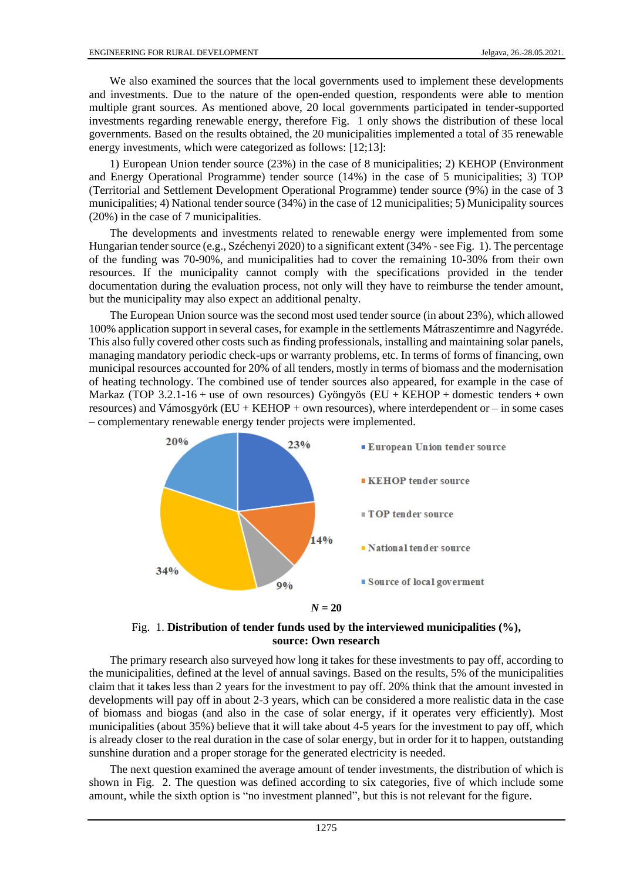We also examined the sources that the local governments used to implement these developments and investments. Due to the nature of the open-ended question, respondents were able to mention multiple grant sources. As mentioned above, 20 local governments participated in tender-supported investments regarding renewable energy, therefore Fig. 1 only shows the distribution of these local governments. Based on the results obtained, the 20 municipalities implemented a total of 35 renewable energy investments, which were categorized as follows: [12;13]:

1) European Union tender source (23%) in the case of 8 municipalities; 2) KEHOP (Environment and Energy Operational Programme) tender source (14%) in the case of 5 municipalities; 3) TOP (Territorial and Settlement Development Operational Programme) tender source (9%) in the case of 3 municipalities; 4) National tender source (34%) in the case of 12 municipalities; 5) Municipality sources (20%) in the case of 7 municipalities.

The developments and investments related to renewable energy were implemented from some Hungarian tender source (e.g., Széchenyi 2020) to a significant extent (34% - see Fig. 1). The percentage of the funding was 70-90%, and municipalities had to cover the remaining 10-30% from their own resources. If the municipality cannot comply with the specifications provided in the tender documentation during the evaluation process, not only will they have to reimburse the tender amount, but the municipality may also expect an additional penalty.

The European Union source was the second most used tender source (in about 23%), which allowed 100% application support in several cases, for example in the settlements Mátraszentimre and Nagyréde. This also fully covered other costs such as finding professionals, installing and maintaining solar panels, managing mandatory periodic check-ups or warranty problems, etc. In terms of forms of financing, own municipal resources accounted for 20% of all tenders, mostly in terms of biomass and the modernisation of heating technology. The combined use of tender sources also appeared, for example in the case of Markaz (TOP 3.2.1-16 + use of own resources) Gyöngyös (EU + KEHOP + domestic tenders + own resources) and Vámosgyörk (EU + KEHOP + own resources), where interdependent or – in some cases – complementary renewable energy tender projects were implemented.

| Source | % |
|---|---|
| European Union tender source | 23% |
| KEHOP tender source | 14% |
| TOP tender source | 9% |
| National tender source | 34% |
| Source of local goverment | 20% |

*N* = 20

Fig. 1. **Distribution of tender funds used by the interviewed municipalities (%), source: Own research**

The primary research also surveyed how long it takes for these investments to pay off, according to the municipalities, defined at the level of annual savings. Based on the results, 5% of the municipalities claim that it takes less than 2 years for the investment to pay off. 20% think that the amount invested in developments will pay off in about 2-3 years, which can be considered a more realistic data in the case of biomass and biogas (and also in the case of solar energy, if it operates very efficiently). Most municipalities (about 35%) believe that it will take about 4-5 years for the investment to pay off, which is already closer to the real duration in the case of solar energy, but in order for it to happen, outstanding sunshine duration and a proper storage for the generated electricity is needed.

The next question examined the average amount of tender investments, the distribution of which is shown in Fig. 2. The question was defined according to six categories, five of which include some amount, while the sixth option is "no investment planned", but this is not relevant for the figure.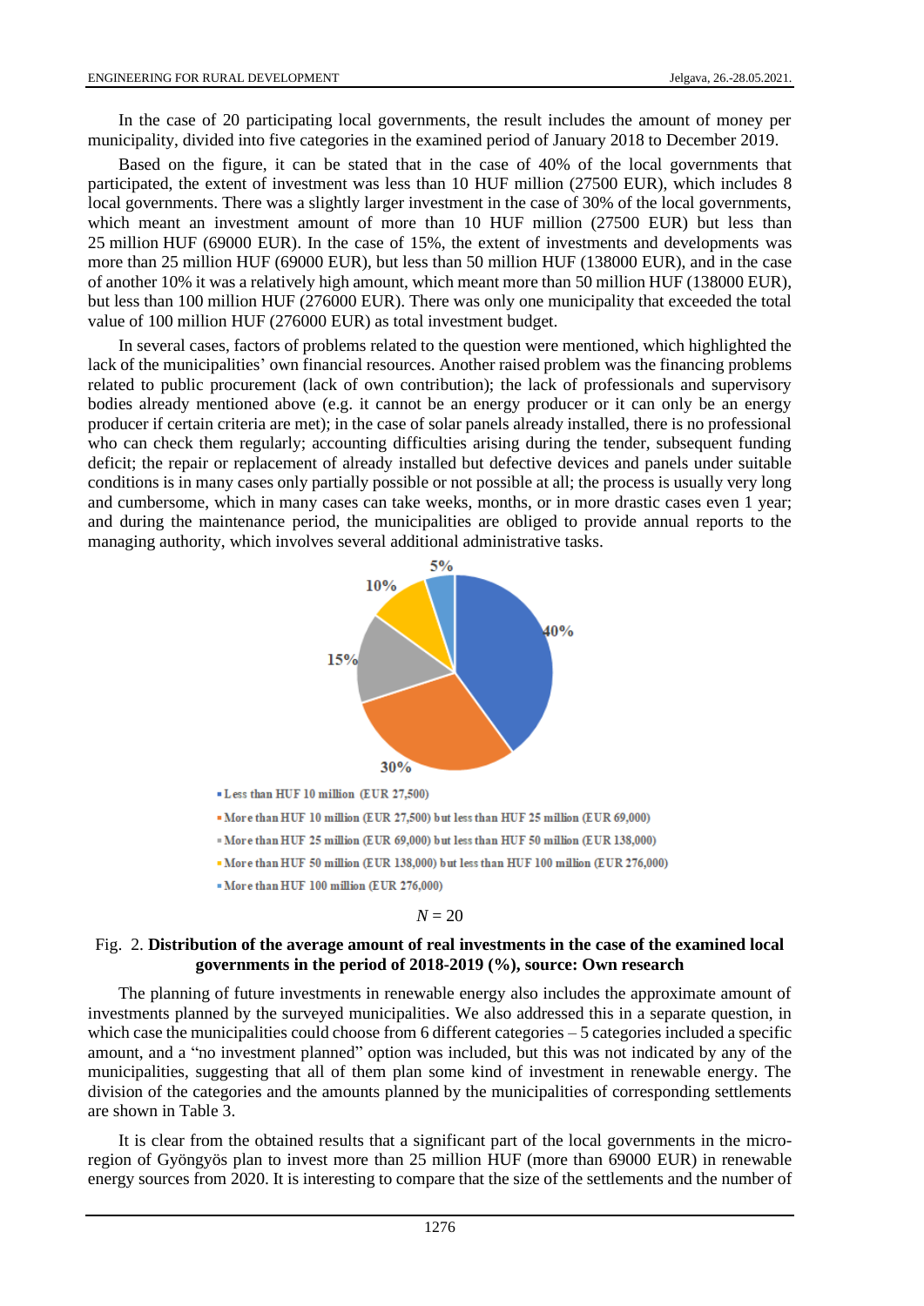In the case of 20 participating local governments, the result includes the amount of money per municipality, divided into five categories in the examined period of January 2018 to December 2019.

Based on the figure, it can be stated that in the case of 40% of the local governments that participated, the extent of investment was less than 10 HUF million (27500 EUR), which includes 8 local governments. There was a slightly larger investment in the case of 30% of the local governments, which meant an investment amount of more than 10 HUF million (27500 EUR) but less than 25 million HUF (69000 EUR). In the case of 15%, the extent of investments and developments was more than 25 million HUF (69000 EUR), but less than 50 million HUF (138000 EUR), and in the case of another 10% it was a relatively high amount, which meant more than 50 million HUF (138000 EUR), but less than 100 million HUF (276000 EUR). There was only one municipality that exceeded the total value of 100 million HUF (276000 EUR) as total investment budget.

In several cases, factors of problems related to the question were mentioned, which highlighted the lack of the municipalities' own financial resources. Another raised problem was the financing problems related to public procurement (lack of own contribution); the lack of professionals and supervisory bodies already mentioned above (e.g. it cannot be an energy producer or it can only be an energy producer if certain criteria are met); in the case of solar panels already installed, there is no professional who can check them regularly; accounting difficulties arising during the tender, subsequent funding deficit; the repair or replacement of already installed but defective devices and panels under suitable conditions is in many cases only partially possible or not possible at all; the process is usually very long and cumbersome, which in many cases can take weeks, months, or in more drastic cases even 1 year; and during the maintenance period, the municipalities are obliged to provide annual reports to the managing authority, which involves several additional administrative tasks.

- Less than HUF 10 million (EUR 27,500) – 40%
- More than HUF 10 million (EUR 27,500) but less than HUF 25 million (EUR 69,000) – 30%
- More than HUF 25 million (EUR 69,000) but less than HUF 50 million (EUR 138,000) – 15%
- More than HUF 50 million (EUR 138,000) but less than HUF 100 million (EUR 276,000) – 10%
- More than HUF 100 million (EUR 276,000) – 5%

$N = 20$

Fig. 2. **Distribution of the average amount of real investments in the case of the examined local governments in the period of 2018-2019 (%), source: Own research**

The planning of future investments in renewable energy also includes the approximate amount of investments planned by the surveyed municipalities. We also addressed this in a separate question, in which case the municipalities could choose from 6 different categories – 5 categories included a specific amount, and a "no investment planned" option was included, but this was not indicated by any of the municipalities, suggesting that all of them plan some kind of investment in renewable energy. The division of the categories and the amounts planned by the municipalities of corresponding settlements are shown in Table 3.

It is clear from the obtained results that a significant part of the local governments in the micro-region of Gyöngyös plan to invest more than 25 million HUF (more than 69000 EUR) in renewable energy sources from 2020. It is interesting to compare that the size of the settlements and the number of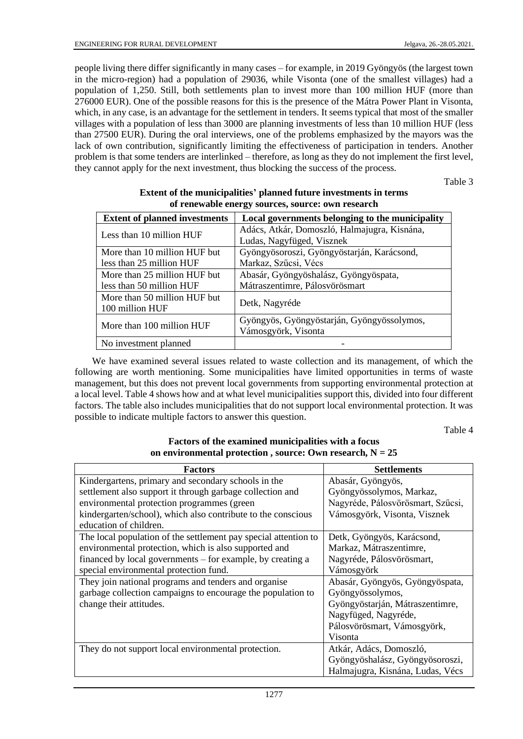people living there differ significantly in many cases – for example, in 2019 Gyöngyös (the largest town in the micro-region) had a population of 29036, while Visonta (one of the smallest villages) had a population of 1,250. Still, both settlements plan to invest more than 100 million HUF (more than 276000 EUR). One of the possible reasons for this is the presence of the Mátra Power Plant in Visonta, which, in any case, is an advantage for the settlement in tenders. It seems typical that most of the smaller villages with a population of less than 3000 are planning investments of less than 10 million HUF (less than 27500 EUR). During the oral interviews, one of the problems emphasized by the mayors was the lack of own contribution, significantly limiting the effectiveness of participation in tenders. Another problem is that some tenders are interlinked – therefore, as long as they do not implement the first level, they cannot apply for the next investment, thus blocking the success of the process.

Table 3

**Extent of the municipalities' planned future investments in terms of renewable energy sources, source: own research**

| Extent of planned investments | Local governments belonging to the municipality |
|---|---|
| Less than 10 million HUF | Adács, Atkár, Domoszló, Halmajugra, Kisnána, Ludas, Nagyfüged, Visznek |
| More than 10 million HUF but less than 25 million HUF | Gyöngyösoroszi, Gyöngyöstarján, Karácsond, Markaz, Szűcsi, Vécs |
| More than 25 million HUF but less than 50 million HUF | Abasár, Gyöngyöshalász, Gyöngyöspata, Mátraszentimre, Pálosvörösmart |
| More than 50 million HUF but 100 million HUF | Detk, Nagyréde |
| More than 100 million HUF | Gyöngyös, Gyöngyöstarján, Gyöngyössolymos, Vámosgyörk, Visonta |
| No investment planned | - |

We have examined several issues related to waste collection and its management, of which the following are worth mentioning. Some municipalities have limited opportunities in terms of waste management, but this does not prevent local governments from supporting environmental protection at a local level. Table 4 shows how and at what level municipalities support this, divided into four different factors. The table also includes municipalities that do not support local environmental protection. It was possible to indicate multiple factors to answer this question.

Table 4

**Factors of the examined municipalities with a focus on environmental protection , source: Own research, N = 25**

| Factors | Settlements |
|---|---|
| Kindergartens, primary and secondary schools in the settlement also support it through garbage collection and environmental protection programmes (green kindergarten/school), which also contribute to the conscious education of children. | Abasár, Gyöngyös, Gyöngyössolymos, Markaz, Nagyréde, Pálosvörösmart, Szűcsi, Vámosgyörk, Visonta, Visznek |
| The local population of the settlement pay special attention to environmental protection, which is also supported and financed by local governments – for example, by creating a special environmental protection fund. | Detk, Gyöngyös, Karácsond, Markaz, Mátraszentimre, Nagyréde, Pálosvörösmart, Vámosgyörk |
| They join national programs and tenders and organise garbage collection campaigns to encourage the population to change their attitudes. | Abasár, Gyöngyös, Gyöngyöspata, Gyöngyössolymos, Gyöngyöstarján, Mátraszentimre, Nagyfüged, Nagyréde, Pálosvörösmart, Vámosgyörk, Visonta |
| They do not support local environmental protection. | Atkár, Adács, Domoszló, Gyöngyöshalász, Gyöngyösoroszi, Halmajugra, Kisnána, Ludas, Vécs |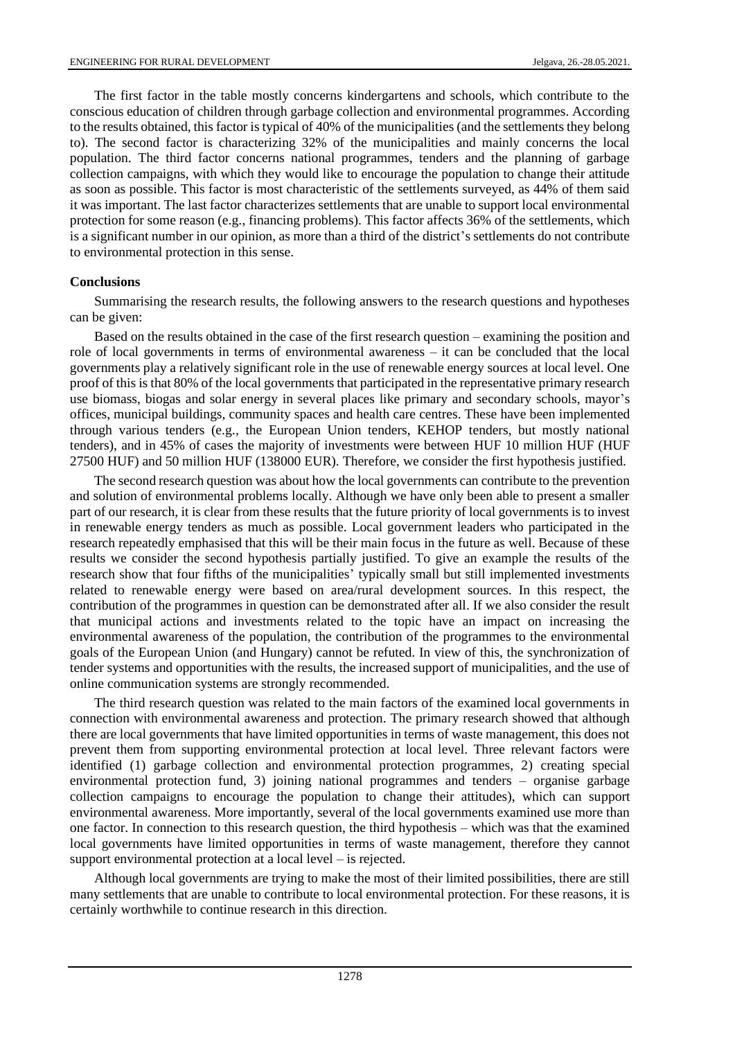The first factor in the table mostly concerns kindergartens and schools, which contribute to the conscious education of children through garbage collection and environmental programmes. According to the results obtained, this factor is typical of 40% of the municipalities (and the settlements they belong to). The second factor is characterizing 32% of the municipalities and mainly concerns the local population. The third factor concerns national programmes, tenders and the planning of garbage collection campaigns, with which they would like to encourage the population to change their attitude as soon as possible. This factor is most characteristic of the settlements surveyed, as 44% of them said it was important. The last factor characterizes settlements that are unable to support local environmental protection for some reason (e.g., financing problems). This factor affects 36% of the settlements, which is a significant number in our opinion, as more than a third of the district's settlements do not contribute to environmental protection in this sense.

## Conclusions

Summarising the research results, the following answers to the research questions and hypotheses can be given:

Based on the results obtained in the case of the first research question – examining the position and role of local governments in terms of environmental awareness – it can be concluded that the local governments play a relatively significant role in the use of renewable energy sources at local level. One proof of this is that 80% of the local governments that participated in the representative primary research use biomass, biogas and solar energy in several places like primary and secondary schools, mayor's offices, municipal buildings, community spaces and health care centres. These have been implemented through various tenders (e.g., the European Union tenders, KEHOP tenders, but mostly national tenders), and in 45% of cases the majority of investments were between HUF 10 million HUF (HUF 27500 HUF) and 50 million HUF (138000 EUR). Therefore, we consider the first hypothesis justified.

The second research question was about how the local governments can contribute to the prevention and solution of environmental problems locally. Although we have only been able to present a smaller part of our research, it is clear from these results that the future priority of local governments is to invest in renewable energy tenders as much as possible. Local government leaders who participated in the research repeatedly emphasised that this will be their main focus in the future as well. Because of these results we consider the second hypothesis partially justified. To give an example the results of the research show that four fifths of the municipalities' typically small but still implemented investments related to renewable energy were based on area/rural development sources. In this respect, the contribution of the programmes in question can be demonstrated after all. If we also consider the result that municipal actions and investments related to the topic have an impact on increasing the environmental awareness of the population, the contribution of the programmes to the environmental goals of the European Union (and Hungary) cannot be refuted. In view of this, the synchronization of tender systems and opportunities with the results, the increased support of municipalities, and the use of online communication systems are strongly recommended.

The third research question was related to the main factors of the examined local governments in connection with environmental awareness and protection. The primary research showed that although there are local governments that have limited opportunities in terms of waste management, this does not prevent them from supporting environmental protection at local level. Three relevant factors were identified (1) garbage collection and environmental protection programmes, 2) creating special environmental protection fund, 3) joining national programmes and tenders – organise garbage collection campaigns to encourage the population to change their attitudes), which can support environmental awareness. More importantly, several of the local governments examined use more than one factor. In connection to this research question, the third hypothesis – which was that the examined local governments have limited opportunities in terms of waste management, therefore they cannot support environmental protection at a local level – is rejected.

Although local governments are trying to make the most of their limited possibilities, there are still many settlements that are unable to contribute to local environmental protection. For these reasons, it is certainly worthwhile to continue research in this direction.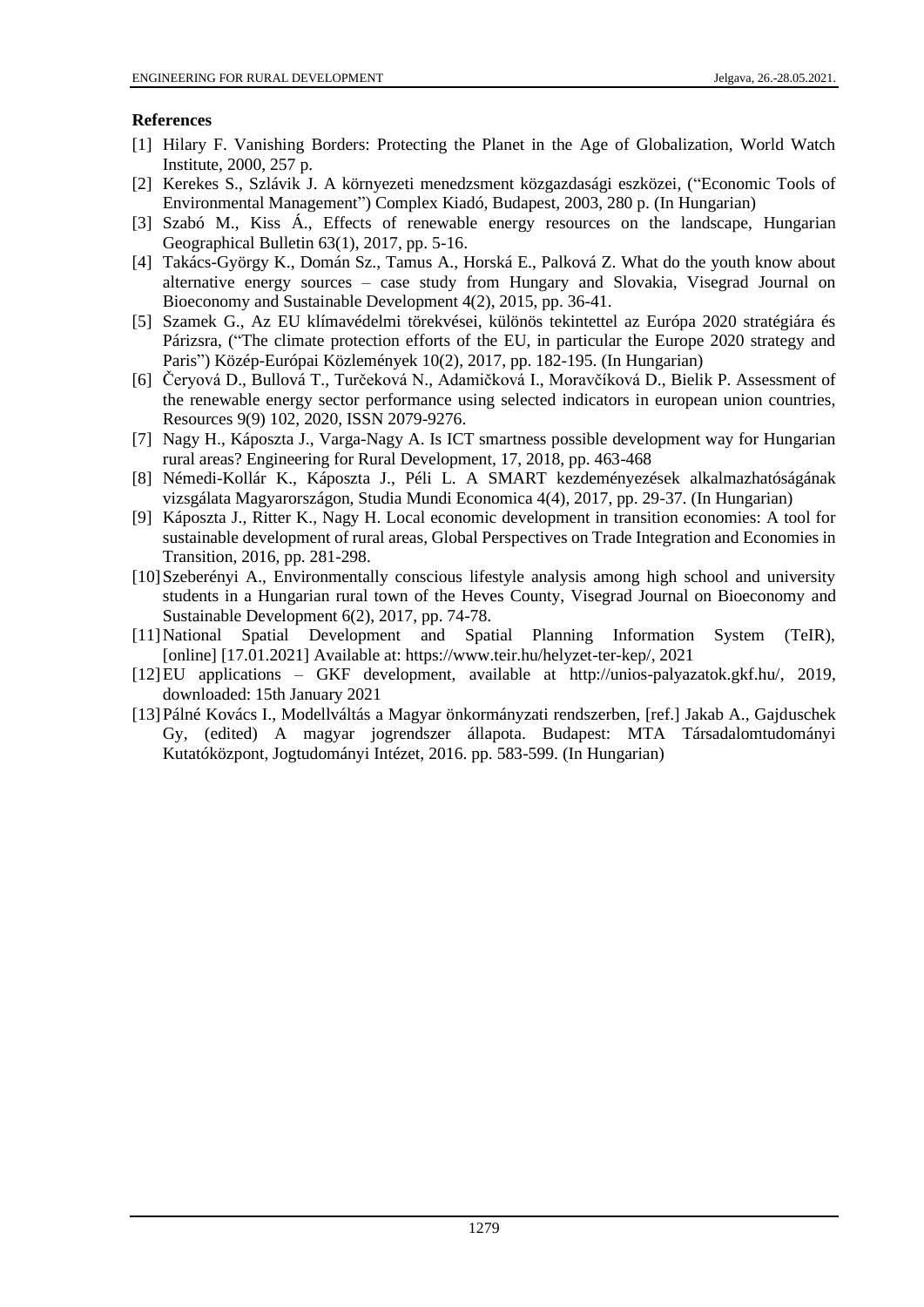**References**

[1] Hilary F. Vanishing Borders: Protecting the Planet in the Age of Globalization, World Watch Institute, 2000, 257 p.

[2] Kerekes S., Szlávik J. A környezeti menedzsment közgazdasági eszközei, ("Economic Tools of Environmental Management") Complex Kiadó, Budapest, 2003, 280 p. (In Hungarian)

[3] Szabó M., Kiss Á., Effects of renewable energy resources on the landscape, Hungarian Geographical Bulletin 63(1), 2017, pp. 5-16.

[4] Takács-György K., Domán Sz., Tamus A., Horská E., Palková Z. What do the youth know about alternative energy sources – case study from Hungary and Slovakia, Visegrad Journal on Bioeconomy and Sustainable Development 4(2), 2015, pp. 36-41.

[5] Szamek G., Az EU klímavédelmi törekvései, különös tekintettel az Európa 2020 stratégiára és Párizsra, ("The climate protection efforts of the EU, in particular the Europe 2020 strategy and Paris") Közép-Európai Közlemények 10(2), 2017, pp. 182-195. (In Hungarian)

[6] Čeryová D., Bullová T., Turčeková N., Adamičková I., Moravčíková D., Bielik P. Assessment of the renewable energy sector performance using selected indicators in european union countries, Resources 9(9) 102, 2020, ISSN 2079-9276.

[7] Nagy H., Káposzta J., Varga-Nagy A. Is ICT smartness possible development way for Hungarian rural areas? Engineering for Rural Development, 17, 2018, pp. 463-468

[8] Némedi-Kollár K., Káposzta J., Péli L. A SMART kezdeményezések alkalmazhatóságának vizsgálata Magyarországon, Studia Mundi Economica 4(4), 2017, pp. 29-37. (In Hungarian)

[9] Káposzta J., Ritter K., Nagy H. Local economic development in transition economies: A tool for sustainable development of rural areas, Global Perspectives on Trade Integration and Economies in Transition, 2016, pp. 281-298.

[10] Szeberényi A., Environmentally conscious lifestyle analysis among high school and university students in a Hungarian rural town of the Heves County, Visegrad Journal on Bioeconomy and Sustainable Development 6(2), 2017, pp. 74-78.

[11] National Spatial Development and Spatial Planning Information System (TeIR), [online] [17.01.2021] Available at: https://www.teir.hu/helyzet-ter-kep/, 2021

[12] EU applications – GKF development, available at http://unios-palyazatok.gkf.hu/, 2019, downloaded: 15th January 2021

[13] Pálné Kovács I., Modellváltás a Magyar önkormányzati rendszerben, [ref.] Jakab A., Gajduschek Gy, (edited) A magyar jogrendszer állapota. Budapest: MTA Társadalomtudományi Kutatóközpont, Jogtudományi Intézet, 2016. pp. 583-599. (In Hungarian)